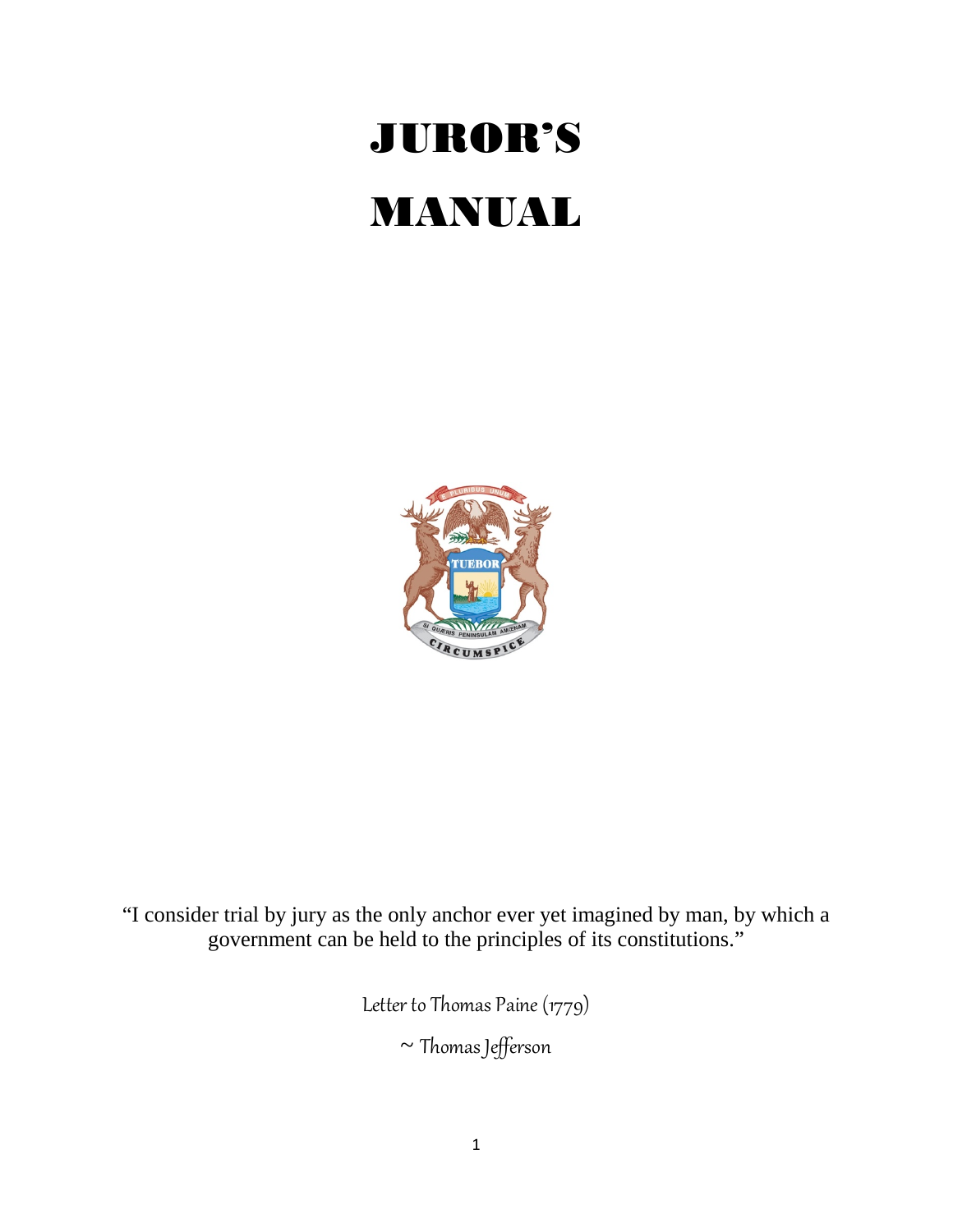# JUROR'S MANUAL

"I consider trial by jury as the only anchor ever yet imagined by man, by which a government can be held to the principles of its constitutions."

*Letter to Thomas Paine (1779)*

*~ Thomas Jefferson*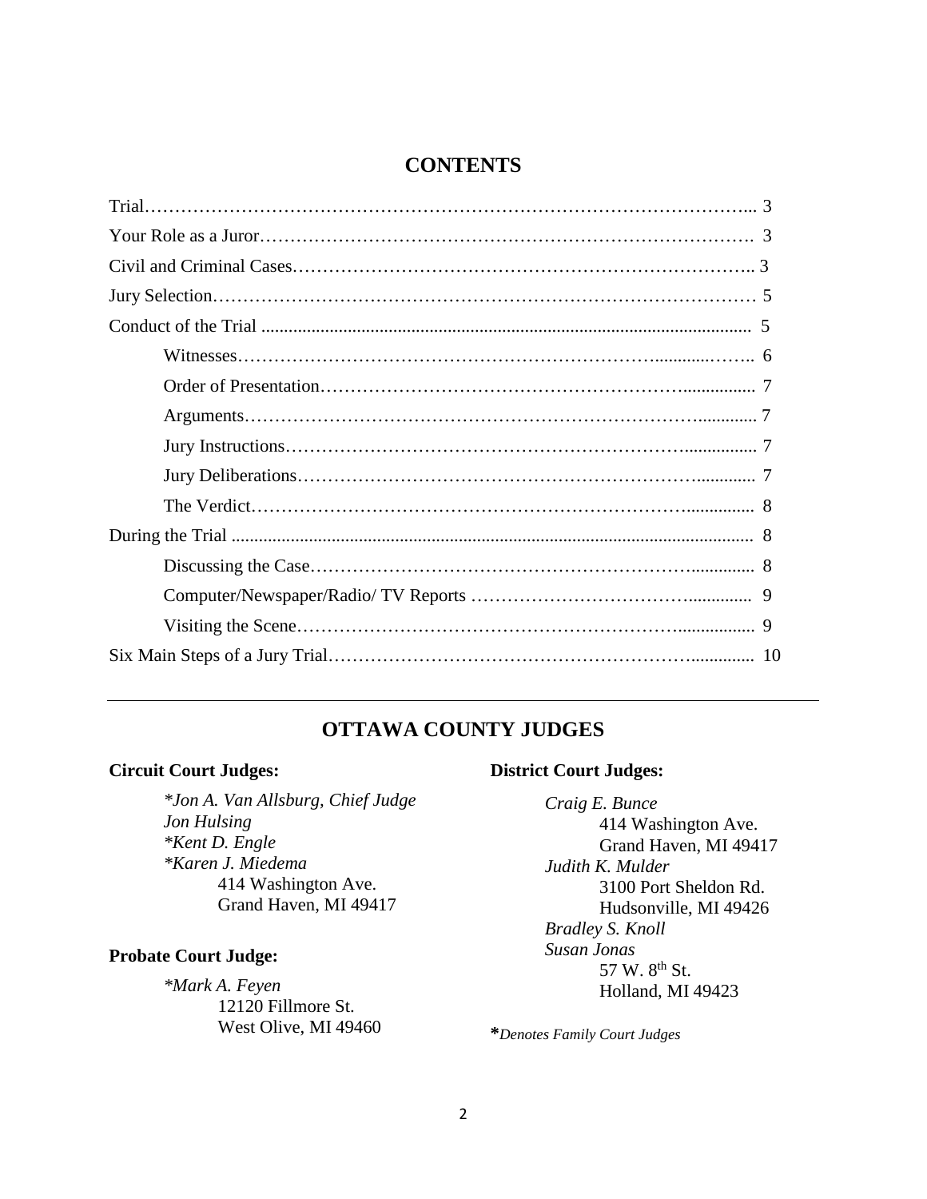## CONTENTS

| | |
|---|---|
| Trial | 3 |
| Your Role as a Juror | 3 |
| Civil and Criminal Cases | 3 |
| Jury Selection | 5 |
| Conduct of the Trial | 5 |
| &nbsp;&nbsp;&nbsp;&nbsp;Witnesses | 6 |
| &nbsp;&nbsp;&nbsp;&nbsp;Order of Presentation | 7 |
| &nbsp;&nbsp;&nbsp;&nbsp;Arguments | 7 |
| &nbsp;&nbsp;&nbsp;&nbsp;Jury Instructions | 7 |
| &nbsp;&nbsp;&nbsp;&nbsp;Jury Deliberations | 7 |
| &nbsp;&nbsp;&nbsp;&nbsp;The Verdict | 8 |
| During the Trial | 8 |
| &nbsp;&nbsp;&nbsp;&nbsp;Discussing the Case | 8 |
| &nbsp;&nbsp;&nbsp;&nbsp;Computer/Newspaper/Radio/ TV Reports | 9 |
| &nbsp;&nbsp;&nbsp;&nbsp;Visiting the Scene | 9 |
| Six Main Steps of a Jury Trial | 10 |

---

## OTTAWA COUNTY JUDGES

**Circuit Court Judges:**

*\*Jon A. Van Allsburg, Chief Judge*
*Jon Hulsing*
*\*Kent D. Engle*
*\*Karen J. Miedema*
414 Washington Ave.
Grand Haven, MI 49417

**Probate Court Judge:**

*\*Mark A. Feyen*
12120 Fillmore St.
West Olive, MI 49460

**District Court Judges:**

*Craig E. Bunce*
414 Washington Ave.
Grand Haven, MI 49417

*Judith K. Mulder*
3100 Port Sheldon Rd.
Hudsonville, MI 49426

*Bradley S. Knoll*
*Susan Jonas*
57 W. 8th St.
Holland, MI 49423

**\***_Denotes Family Court Judges_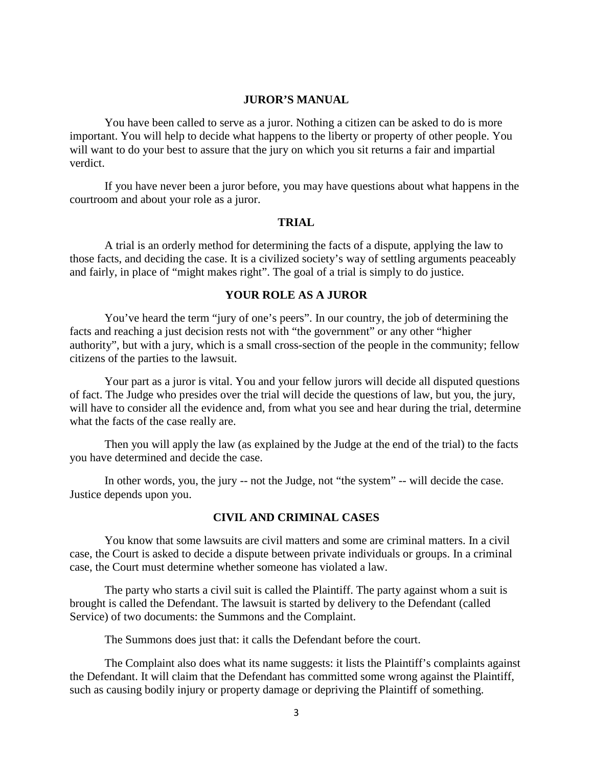## JUROR'S MANUAL

You have been called to serve as a juror. Nothing a citizen can be asked to do is more important. You will help to decide what happens to the liberty or property of other people. You will want to do your best to assure that the jury on which you sit returns a fair and impartial verdict.

If you have never been a juror before, you may have questions about what happens in the courtroom and about your role as a juror.

## TRIAL

A trial is an orderly method for determining the facts of a dispute, applying the law to those facts, and deciding the case. It is a civilized society's way of settling arguments peaceably and fairly, in place of "might makes right". The goal of a trial is simply to do justice.

## YOUR ROLE AS A JUROR

You've heard the term "jury of one's peers". In our country, the job of determining the facts and reaching a just decision rests not with "the government" or any other "higher authority", but with a jury, which is a small cross-section of the people in the community; fellow citizens of the parties to the lawsuit.

Your part as a juror is vital. You and your fellow jurors will decide all disputed questions of fact. The Judge who presides over the trial will decide the questions of law, but you, the jury, will have to consider all the evidence and, from what you see and hear during the trial, determine what the facts of the case really are.

Then you will apply the law (as explained by the Judge at the end of the trial) to the facts you have determined and decide the case.

In other words, you, the jury -- not the Judge, not "the system" -- will decide the case. Justice depends upon you.

## CIVIL AND CRIMINAL CASES

You know that some lawsuits are civil matters and some are criminal matters. In a civil case, the Court is asked to decide a dispute between private individuals or groups. In a criminal case, the Court must determine whether someone has violated a law.

The party who starts a civil suit is called the Plaintiff. The party against whom a suit is brought is called the Defendant. The lawsuit is started by delivery to the Defendant (called Service) of two documents: the Summons and the Complaint.

The Summons does just that: it calls the Defendant before the court.

The Complaint also does what its name suggests: it lists the Plaintiff's complaints against the Defendant. It will claim that the Defendant has committed some wrong against the Plaintiff, such as causing bodily injury or property damage or depriving the Plaintiff of something.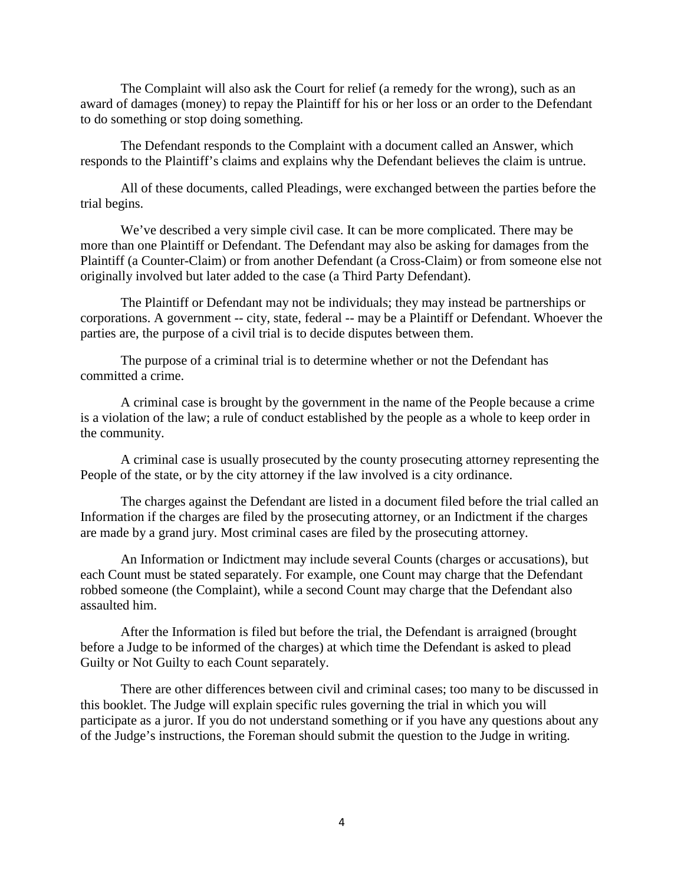The Complaint will also ask the Court for relief (a remedy for the wrong), such as an award of damages (money) to repay the Plaintiff for his or her loss or an order to the Defendant to do something or stop doing something.

The Defendant responds to the Complaint with a document called an Answer, which responds to the Plaintiff's claims and explains why the Defendant believes the claim is untrue.

All of these documents, called Pleadings, were exchanged between the parties before the trial begins.

We've described a very simple civil case. It can be more complicated. There may be more than one Plaintiff or Defendant. The Defendant may also be asking for damages from the Plaintiff (a Counter-Claim) or from another Defendant (a Cross-Claim) or from someone else not originally involved but later added to the case (a Third Party Defendant).

The Plaintiff or Defendant may not be individuals; they may instead be partnerships or corporations. A government -- city, state, federal -- may be a Plaintiff or Defendant. Whoever the parties are, the purpose of a civil trial is to decide disputes between them.

The purpose of a criminal trial is to determine whether or not the Defendant has committed a crime.

A criminal case is brought by the government in the name of the People because a crime is a violation of the law; a rule of conduct established by the people as a whole to keep order in the community.

A criminal case is usually prosecuted by the county prosecuting attorney representing the People of the state, or by the city attorney if the law involved is a city ordinance.

The charges against the Defendant are listed in a document filed before the trial called an Information if the charges are filed by the prosecuting attorney, or an Indictment if the charges are made by a grand jury. Most criminal cases are filed by the prosecuting attorney.

An Information or Indictment may include several Counts (charges or accusations), but each Count must be stated separately. For example, one Count may charge that the Defendant robbed someone (the Complaint), while a second Count may charge that the Defendant also assaulted him.

After the Information is filed but before the trial, the Defendant is arraigned (brought before a Judge to be informed of the charges) at which time the Defendant is asked to plead Guilty or Not Guilty to each Count separately.

There are other differences between civil and criminal cases; too many to be discussed in this booklet. The Judge will explain specific rules governing the trial in which you will participate as a juror. If you do not understand something or if you have any questions about any of the Judge's instructions, the Foreman should submit the question to the Judge in writing.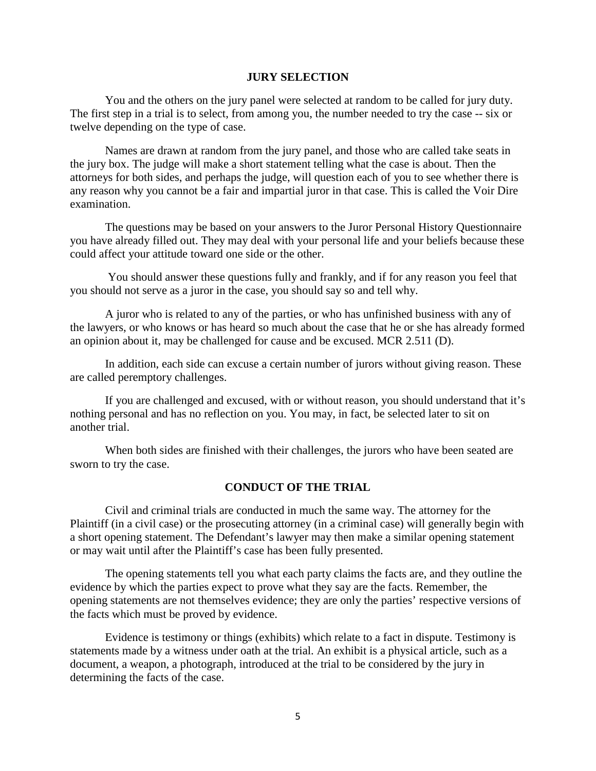## JURY SELECTION

You and the others on the jury panel were selected at random to be called for jury duty. The first step in a trial is to select, from among you, the number needed to try the case -- six or twelve depending on the type of case.

Names are drawn at random from the jury panel, and those who are called take seats in the jury box. The judge will make a short statement telling what the case is about. Then the attorneys for both sides, and perhaps the judge, will question each of you to see whether there is any reason why you cannot be a fair and impartial juror in that case. This is called the Voir Dire examination.

The questions may be based on your answers to the Juror Personal History Questionnaire you have already filled out. They may deal with your personal life and your beliefs because these could affect your attitude toward one side or the other.

You should answer these questions fully and frankly, and if for any reason you feel that you should not serve as a juror in the case, you should say so and tell why.

A juror who is related to any of the parties, or who has unfinished business with any of the lawyers, or who knows or has heard so much about the case that he or she has already formed an opinion about it, may be challenged for cause and be excused. MCR 2.511 (D).

In addition, each side can excuse a certain number of jurors without giving reason. These are called peremptory challenges.

If you are challenged and excused, with or without reason, you should understand that it's nothing personal and has no reflection on you. You may, in fact, be selected later to sit on another trial.

When both sides are finished with their challenges, the jurors who have been seated are sworn to try the case.

## CONDUCT OF THE TRIAL

Civil and criminal trials are conducted in much the same way. The attorney for the Plaintiff (in a civil case) or the prosecuting attorney (in a criminal case) will generally begin with a short opening statement. The Defendant's lawyer may then make a similar opening statement or may wait until after the Plaintiff's case has been fully presented.

The opening statements tell you what each party claims the facts are, and they outline the evidence by which the parties expect to prove what they say are the facts. Remember, the opening statements are not themselves evidence; they are only the parties' respective versions of the facts which must be proved by evidence.

Evidence is testimony or things (exhibits) which relate to a fact in dispute. Testimony is statements made by a witness under oath at the trial. An exhibit is a physical article, such as a document, a weapon, a photograph, introduced at the trial to be considered by the jury in determining the facts of the case.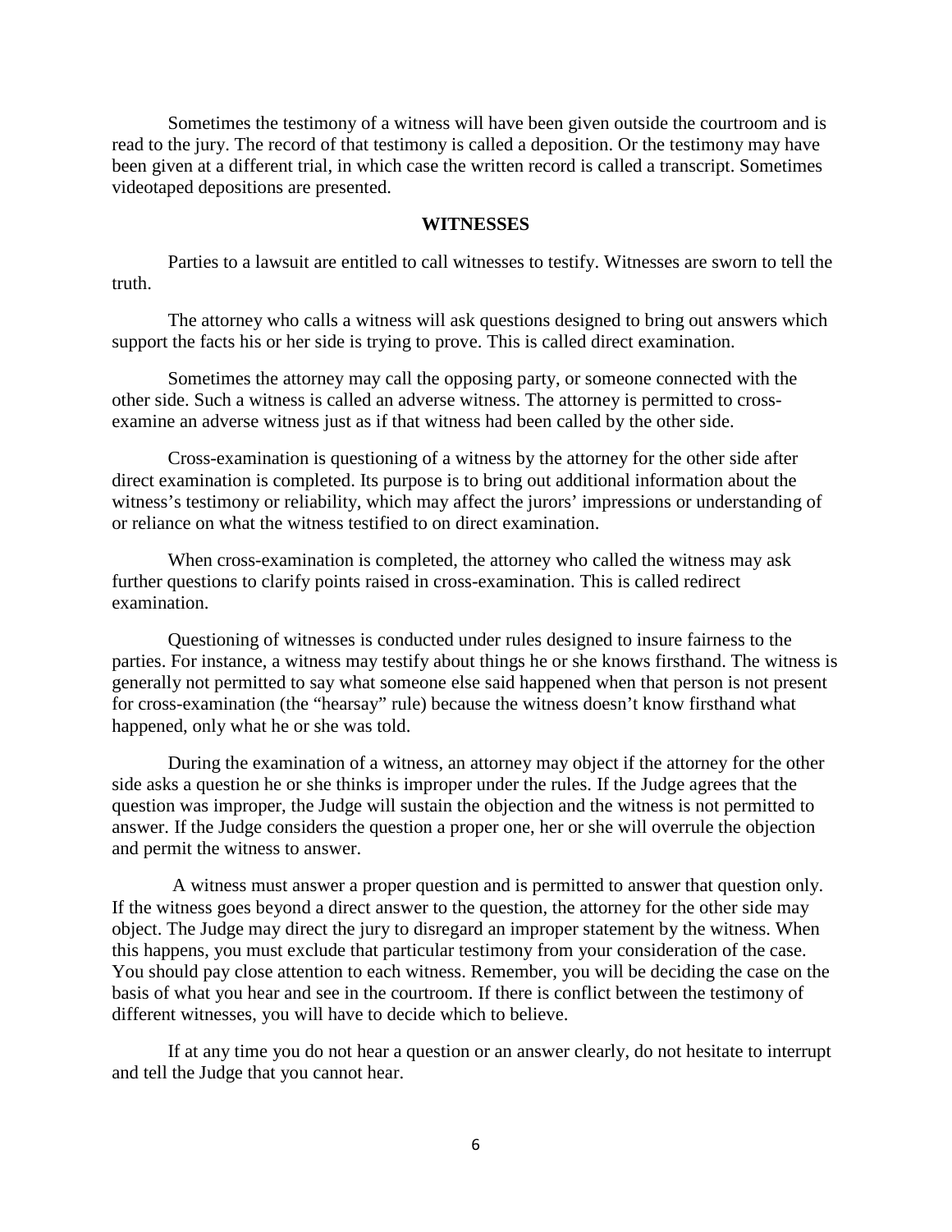Sometimes the testimony of a witness will have been given outside the courtroom and is read to the jury. The record of that testimony is called a deposition. Or the testimony may have been given at a different trial, in which case the written record is called a transcript. Sometimes videotaped depositions are presented.

## WITNESSES

Parties to a lawsuit are entitled to call witnesses to testify. Witnesses are sworn to tell the truth.

The attorney who calls a witness will ask questions designed to bring out answers which support the facts his or her side is trying to prove. This is called direct examination.

Sometimes the attorney may call the opposing party, or someone connected with the other side. Such a witness is called an adverse witness. The attorney is permitted to cross-examine an adverse witness just as if that witness had been called by the other side.

Cross-examination is questioning of a witness by the attorney for the other side after direct examination is completed. Its purpose is to bring out additional information about the witness's testimony or reliability, which may affect the jurors' impressions or understanding of or reliance on what the witness testified to on direct examination.

When cross-examination is completed, the attorney who called the witness may ask further questions to clarify points raised in cross-examination. This is called redirect examination.

Questioning of witnesses is conducted under rules designed to insure fairness to the parties. For instance, a witness may testify about things he or she knows firsthand. The witness is generally not permitted to say what someone else said happened when that person is not present for cross-examination (the "hearsay" rule) because the witness doesn't know firsthand what happened, only what he or she was told.

During the examination of a witness, an attorney may object if the attorney for the other side asks a question he or she thinks is improper under the rules. If the Judge agrees that the question was improper, the Judge will sustain the objection and the witness is not permitted to answer. If the Judge considers the question a proper one, her or she will overrule the objection and permit the witness to answer.

A witness must answer a proper question and is permitted to answer that question only. If the witness goes beyond a direct answer to the question, the attorney for the other side may object. The Judge may direct the jury to disregard an improper statement by the witness. When this happens, you must exclude that particular testimony from your consideration of the case. You should pay close attention to each witness. Remember, you will be deciding the case on the basis of what you hear and see in the courtroom. If there is conflict between the testimony of different witnesses, you will have to decide which to believe.

If at any time you do not hear a question or an answer clearly, do not hesitate to interrupt and tell the Judge that you cannot hear.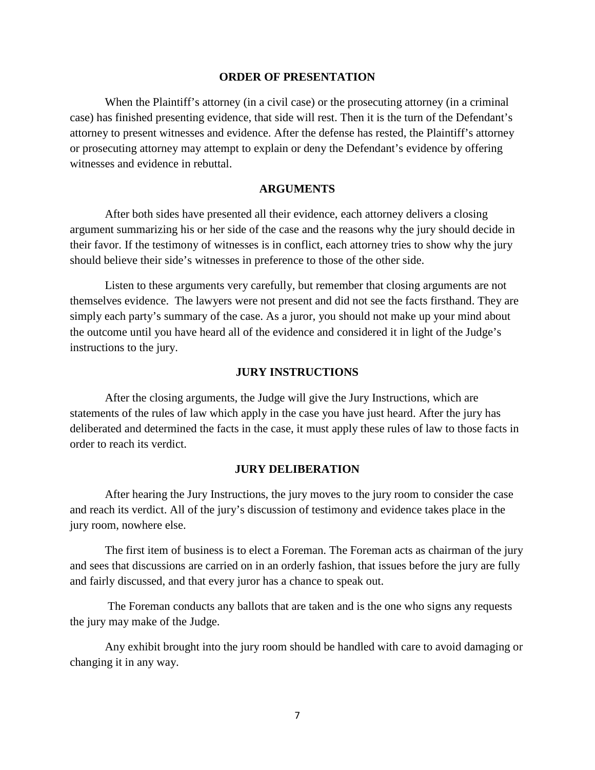## ORDER OF PRESENTATION

When the Plaintiff's attorney (in a civil case) or the prosecuting attorney (in a criminal case) has finished presenting evidence, that side will rest. Then it is the turn of the Defendant's attorney to present witnesses and evidence. After the defense has rested, the Plaintiff's attorney or prosecuting attorney may attempt to explain or deny the Defendant's evidence by offering witnesses and evidence in rebuttal.

## ARGUMENTS

After both sides have presented all their evidence, each attorney delivers a closing argument summarizing his or her side of the case and the reasons why the jury should decide in their favor. If the testimony of witnesses is in conflict, each attorney tries to show why the jury should believe their side's witnesses in preference to those of the other side.

Listen to these arguments very carefully, but remember that closing arguments are not themselves evidence. The lawyers were not present and did not see the facts firsthand. They are simply each party's summary of the case. As a juror, you should not make up your mind about the outcome until you have heard all of the evidence and considered it in light of the Judge's instructions to the jury.

## JURY INSTRUCTIONS

After the closing arguments, the Judge will give the Jury Instructions, which are statements of the rules of law which apply in the case you have just heard. After the jury has deliberated and determined the facts in the case, it must apply these rules of law to those facts in order to reach its verdict.

## JURY DELIBERATION

After hearing the Jury Instructions, the jury moves to the jury room to consider the case and reach its verdict. All of the jury's discussion of testimony and evidence takes place in the jury room, nowhere else.

The first item of business is to elect a Foreman. The Foreman acts as chairman of the jury and sees that discussions are carried on in an orderly fashion, that issues before the jury are fully and fairly discussed, and that every juror has a chance to speak out.

The Foreman conducts any ballots that are taken and is the one who signs any requests the jury may make of the Judge.

Any exhibit brought into the jury room should be handled with care to avoid damaging or changing it in any way.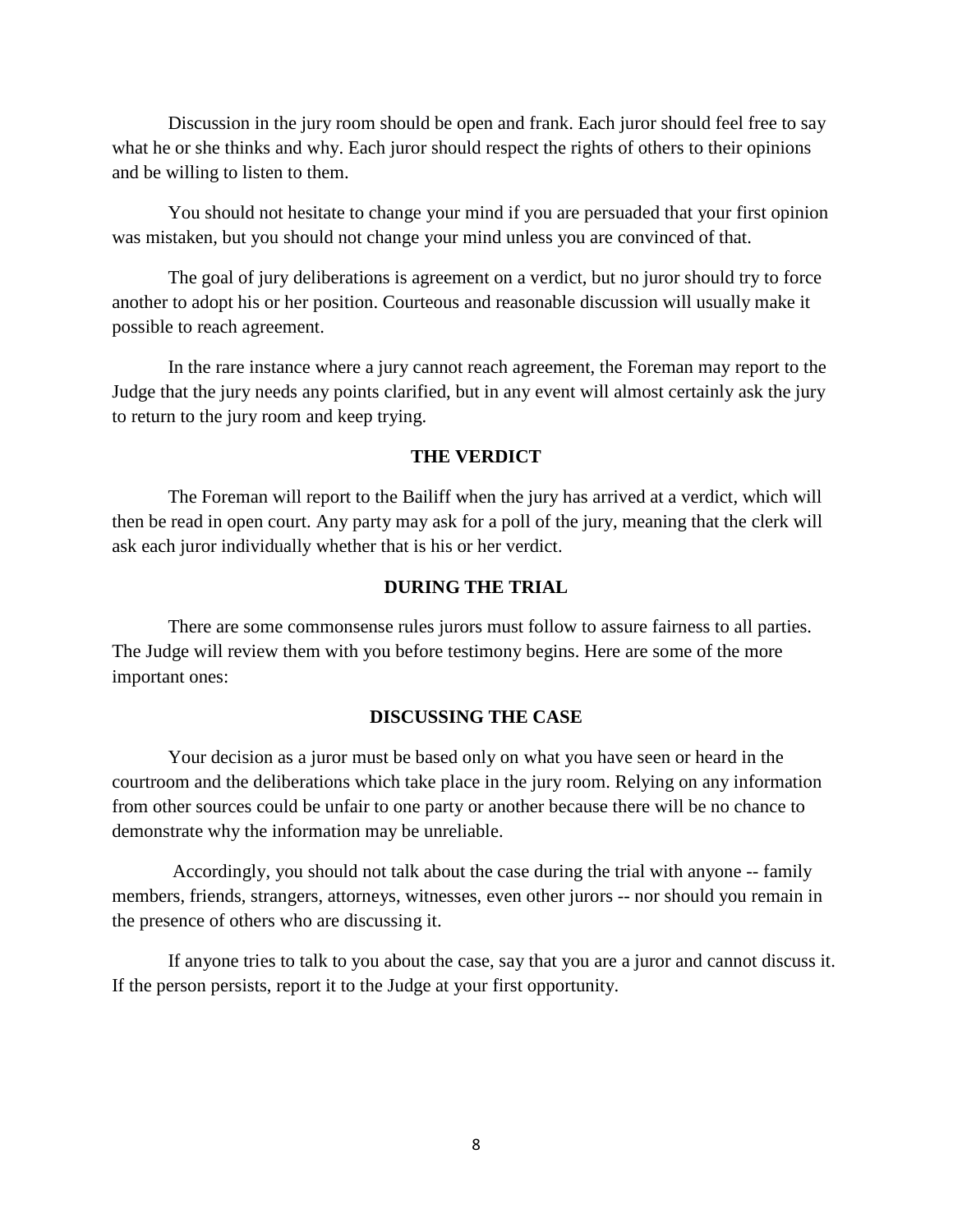Discussion in the jury room should be open and frank. Each juror should feel free to say what he or she thinks and why. Each juror should respect the rights of others to their opinions and be willing to listen to them.

You should not hesitate to change your mind if you are persuaded that your first opinion was mistaken, but you should not change your mind unless you are convinced of that.

The goal of jury deliberations is agreement on a verdict, but no juror should try to force another to adopt his or her position. Courteous and reasonable discussion will usually make it possible to reach agreement.

In the rare instance where a jury cannot reach agreement, the Foreman may report to the Judge that the jury needs any points clarified, but in any event will almost certainly ask the jury to return to the jury room and keep trying.

## THE VERDICT

The Foreman will report to the Bailiff when the jury has arrived at a verdict, which will then be read in open court. Any party may ask for a poll of the jury, meaning that the clerk will ask each juror individually whether that is his or her verdict.

## DURING THE TRIAL

There are some commonsense rules jurors must follow to assure fairness to all parties. The Judge will review them with you before testimony begins. Here are some of the more important ones:

## DISCUSSING THE CASE

Your decision as a juror must be based only on what you have seen or heard in the courtroom and the deliberations which take place in the jury room. Relying on any information from other sources could be unfair to one party or another because there will be no chance to demonstrate why the information may be unreliable.

Accordingly, you should not talk about the case during the trial with anyone -- family members, friends, strangers, attorneys, witnesses, even other jurors -- nor should you remain in the presence of others who are discussing it.

If anyone tries to talk to you about the case, say that you are a juror and cannot discuss it. If the person persists, report it to the Judge at your first opportunity.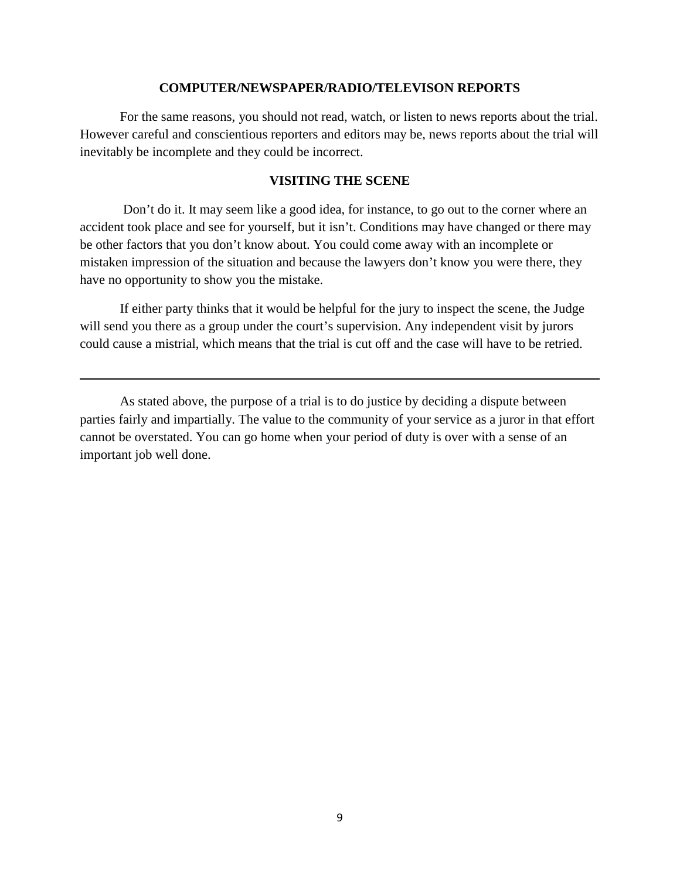## COMPUTER/NEWSPAPER/RADIO/TELEVISON REPORTS

For the same reasons, you should not read, watch, or listen to news reports about the trial. However careful and conscientious reporters and editors may be, news reports about the trial will inevitably be incomplete and they could be incorrect.

## VISITING THE SCENE

Don't do it. It may seem like a good idea, for instance, to go out to the corner where an accident took place and see for yourself, but it isn't. Conditions may have changed or there may be other factors that you don't know about. You could come away with an incomplete or mistaken impression of the situation and because the lawyers don't know you were there, they have no opportunity to show you the mistake.

If either party thinks that it would be helpful for the jury to inspect the scene, the Judge will send you there as a group under the court's supervision. Any independent visit by jurors could cause a mistrial, which means that the trial is cut off and the case will have to be retried.

---

As stated above, the purpose of a trial is to do justice by deciding a dispute between parties fairly and impartially. The value to the community of your service as a juror in that effort cannot be overstated. You can go home when your period of duty is over with a sense of an important job well done.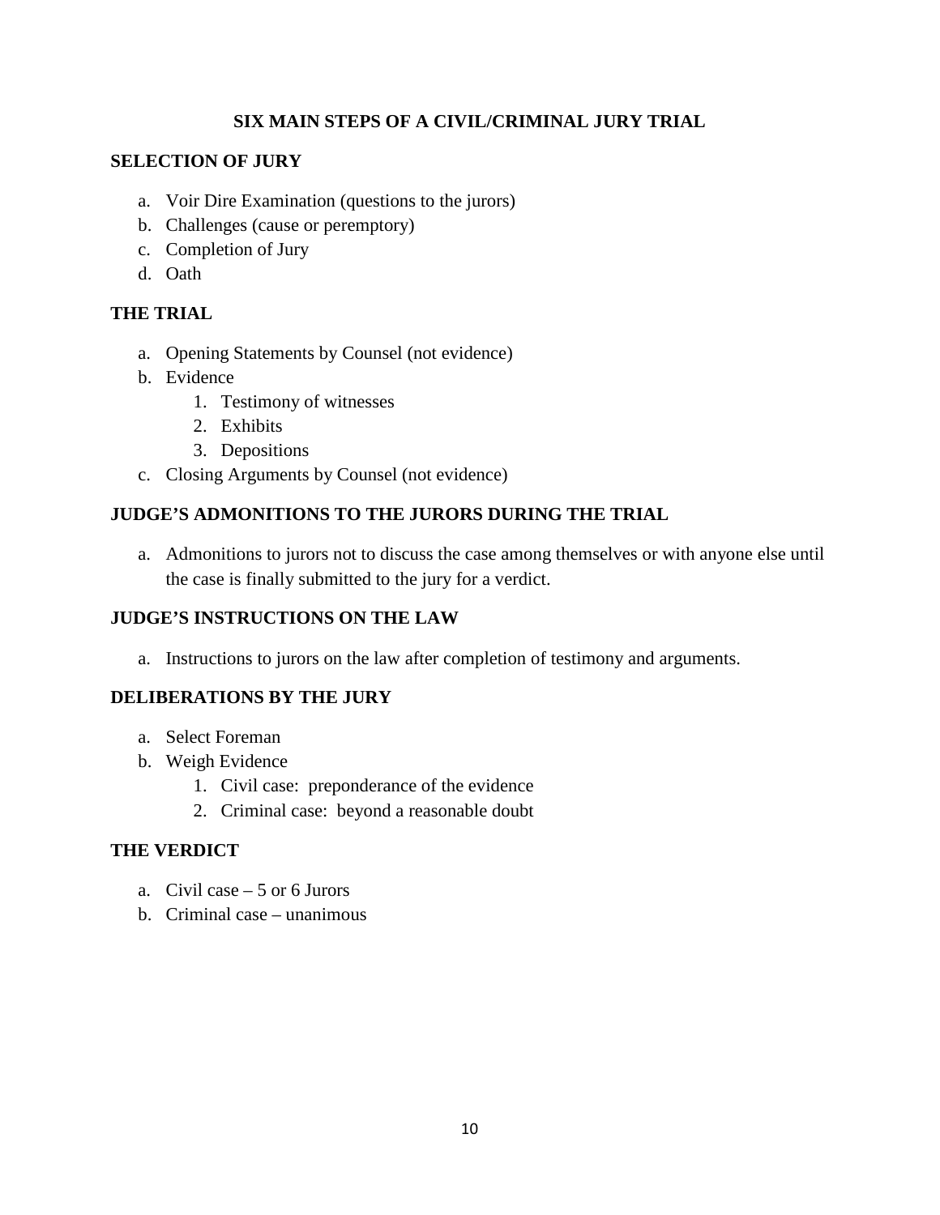# SIX MAIN STEPS OF A CIVIL/CRIMINAL JURY TRIAL

## SELECTION OF JURY

a. Voir Dire Examination (questions to the jurors)
b. Challenges (cause or peremptory)
c. Completion of Jury
d. Oath

## THE TRIAL

a. Opening Statements by Counsel (not evidence)
b. Evidence
    1. Testimony of witnesses
    2. Exhibits
    3. Depositions
c. Closing Arguments by Counsel (not evidence)

## JUDGE'S ADMONITIONS TO THE JURORS DURING THE TRIAL

a. Admonitions to jurors not to discuss the case among themselves or with anyone else until the case is finally submitted to the jury for a verdict.

## JUDGE'S INSTRUCTIONS ON THE LAW

a. Instructions to jurors on the law after completion of testimony and arguments.

## DELIBERATIONS BY THE JURY

a. Select Foreman
b. Weigh Evidence
    1. Civil case: preponderance of the evidence
    2. Criminal case: beyond a reasonable doubt

## THE VERDICT

a. Civil case – 5 or 6 Jurors
b. Criminal case – unanimous